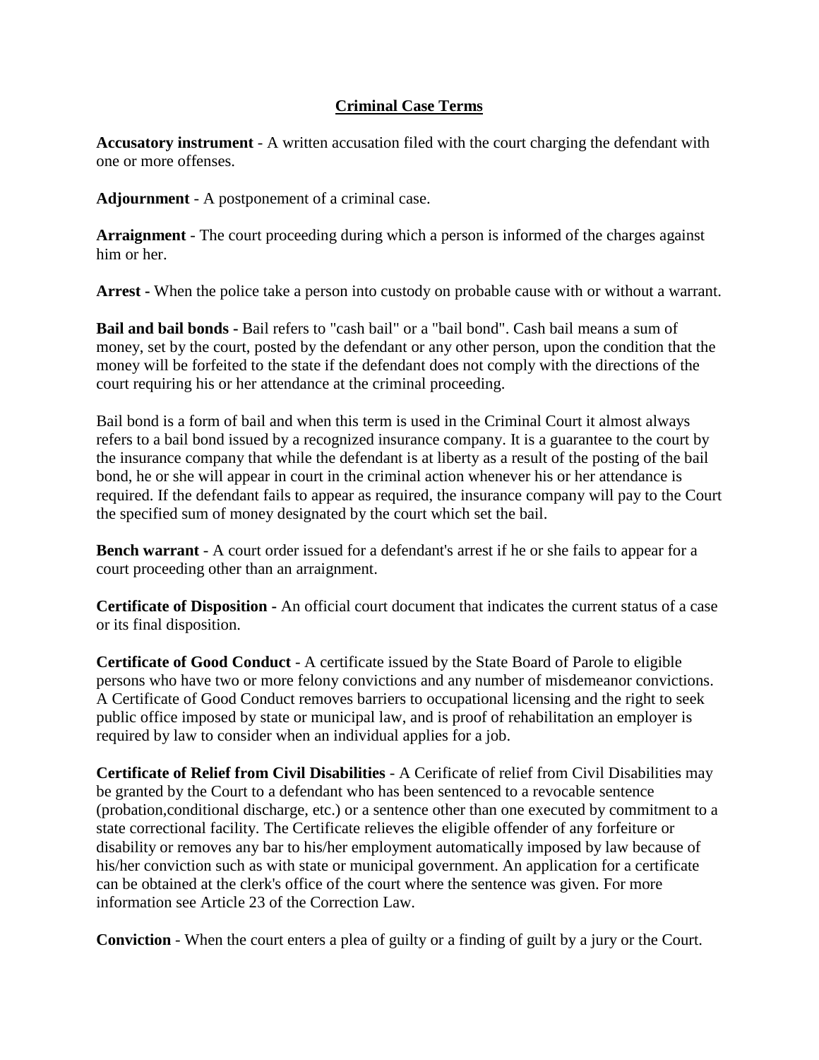# Criminal Case Terms

**Accusatory instrument** - A written accusation filed with the court charging the defendant with one or more offenses.

**Adjournment** - A postponement of a criminal case.

**Arraignment** - The court proceeding during which a person is informed of the charges against him or her.

**Arrest -** When the police take a person into custody on probable cause with or without a warrant.

**Bail and bail bonds -** Bail refers to "cash bail" or a "bail bond". Cash bail means a sum of money, set by the court, posted by the defendant or any other person, upon the condition that the money will be forfeited to the state if the defendant does not comply with the directions of the court requiring his or her attendance at the criminal proceeding.

Bail bond is a form of bail and when this term is used in the Criminal Court it almost always refers to a bail bond issued by a recognized insurance company. It is a guarantee to the court by the insurance company that while the defendant is at liberty as a result of the posting of the bail bond, he or she will appear in court in the criminal action whenever his or her attendance is required. If the defendant fails to appear as required, the insurance company will pay to the Court the specified sum of money designated by the court which set the bail.

**Bench warrant** - A court order issued for a defendant's arrest if he or she fails to appear for a court proceeding other than an arraignment.

**Certificate of Disposition -** An official court document that indicates the current status of a case or its final disposition.

**Certificate of Good Conduct** - A certificate issued by the State Board of Parole to eligible persons who have two or more felony convictions and any number of misdemeanor convictions. A Certificate of Good Conduct removes barriers to occupational licensing and the right to seek public office imposed by state or municipal law, and is proof of rehabilitation an employer is required by law to consider when an individual applies for a job.

**Certificate of Relief from Civil Disabilities** - A Cerificate of relief from Civil Disabilities may be granted by the Court to a defendant who has been sentenced to a revocable sentence (probation,conditional discharge, etc.) or a sentence other than one executed by commitment to a state correctional facility. The Certificate relieves the eligible offender of any forfeiture or disability or removes any bar to his/her employment automatically imposed by law because of his/her conviction such as with state or municipal government. An application for a certificate can be obtained at the clerk's office of the court where the sentence was given. For more information see Article 23 of the Correction Law.

**Conviction** - When the court enters a plea of guilty or a finding of guilt by a jury or the Court.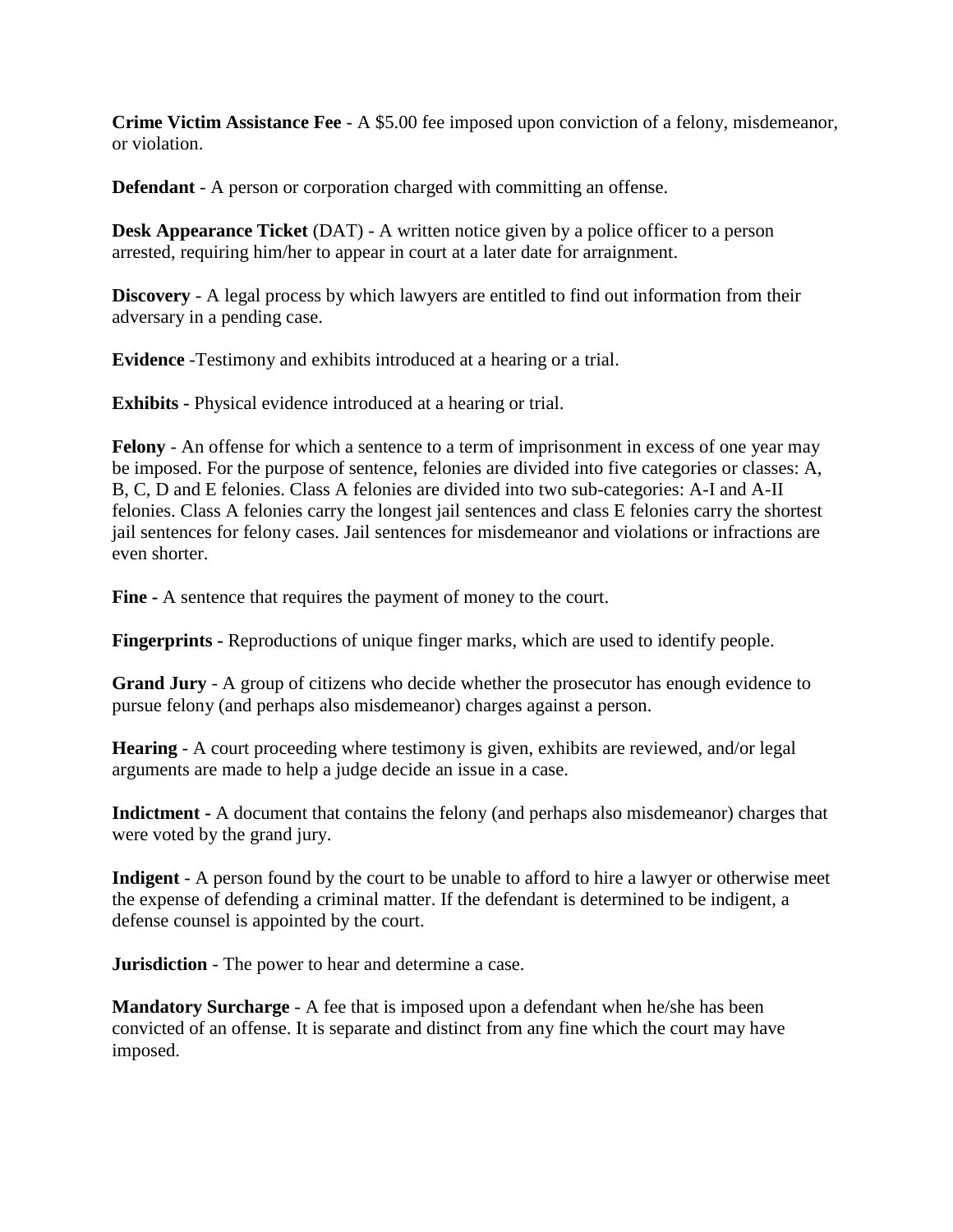**Crime Victim Assistance Fee** - A $5.00 fee imposed upon conviction of a felony, misdemeanor, or violation.

**Defendant** - A person or corporation charged with committing an offense.

**Desk Appearance Ticket** (DAT) - A written notice given by a police officer to a person arrested, requiring him/her to appear in court at a later date for arraignment.

**Discovery** - A legal process by which lawyers are entitled to find out information from their adversary in a pending case.

**Evidence** -Testimony and exhibits introduced at a hearing or a trial.

**Exhibits -** Physical evidence introduced at a hearing or trial.

**Felony** - An offense for which a sentence to a term of imprisonment in excess of one year may be imposed. For the purpose of sentence, felonies are divided into five categories or classes: A, B, C, D and E felonies. Class A felonies are divided into two sub-categories: A-I and A-II felonies. Class A felonies carry the longest jail sentences and class E felonies carry the shortest jail sentences for felony cases. Jail sentences for misdemeanor and violations or infractions are even shorter.

**Fine -** A sentence that requires the payment of money to the court.

**Fingerprints -** Reproductions of unique finger marks, which are used to identify people.

**Grand Jury** - A group of citizens who decide whether the prosecutor has enough evidence to pursue felony (and perhaps also misdemeanor) charges against a person.

**Hearing** - A court proceeding where testimony is given, exhibits are reviewed, and/or legal arguments are made to help a judge decide an issue in a case.

**Indictment -** A document that contains the felony (and perhaps also misdemeanor) charges that were voted by the grand jury.

**Indigent** - A person found by the court to be unable to afford to hire a lawyer or otherwise meet the expense of defending a criminal matter. If the defendant is determined to be indigent, a defense counsel is appointed by the court.

**Jurisdiction** - The power to hear and determine a case.

**Mandatory Surcharge** - A fee that is imposed upon a defendant when he/she has been convicted of an offense. It is separate and distinct from any fine which the court may have imposed.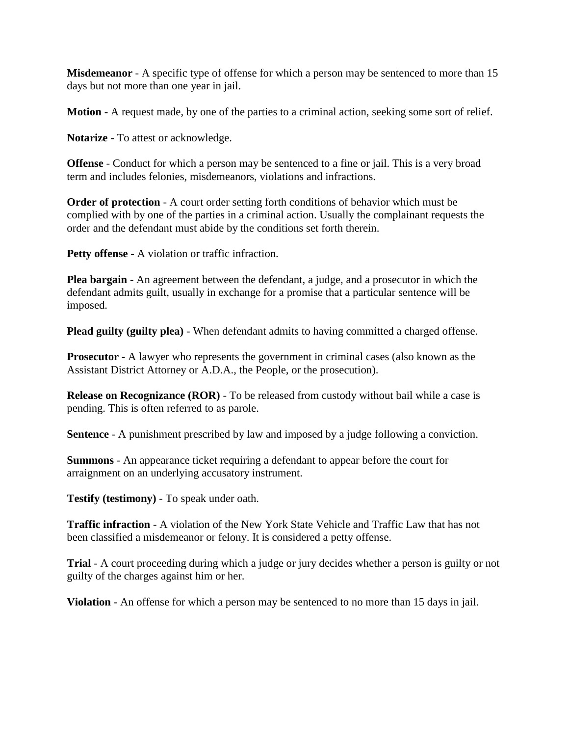**Misdemeanor** - A specific type of offense for which a person may be sentenced to more than 15 days but not more than one year in jail.

**Motion -** A request made, by one of the parties to a criminal action, seeking some sort of relief.

**Notarize** - To attest or acknowledge.

**Offense** - Conduct for which a person may be sentenced to a fine or jail. This is a very broad term and includes felonies, misdemeanors, violations and infractions.

**Order of protection** - A court order setting forth conditions of behavior which must be complied with by one of the parties in a criminal action. Usually the complainant requests the order and the defendant must abide by the conditions set forth therein.

**Petty offense** - A violation or traffic infraction.

**Plea bargain** - An agreement between the defendant, a judge, and a prosecutor in which the defendant admits guilt, usually in exchange for a promise that a particular sentence will be imposed.

**Plead guilty (guilty plea)** - When defendant admits to having committed a charged offense.

**Prosecutor -** A lawyer who represents the government in criminal cases (also known as the Assistant District Attorney or A.D.A., the People, or the prosecution).

**Release on Recognizance (ROR)** - To be released from custody without bail while a case is pending. This is often referred to as parole.

**Sentence** - A punishment prescribed by law and imposed by a judge following a conviction.

**Summons** - An appearance ticket requiring a defendant to appear before the court for arraignment on an underlying accusatory instrument.

**Testify (testimony)** - To speak under oath.

**Traffic infraction** - A violation of the New York State Vehicle and Traffic Law that has not been classified a misdemeanor or felony. It is considered a petty offense.

**Trial** - A court proceeding during which a judge or jury decides whether a person is guilty or not guilty of the charges against him or her.

**Violation** - An offense for which a person may be sentenced to no more than 15 days in jail.